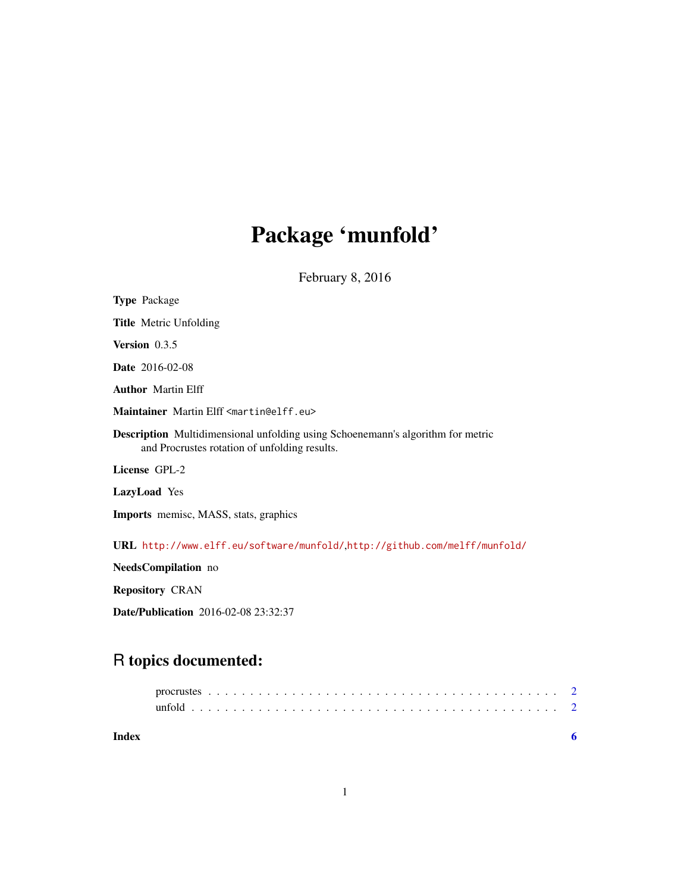# Package 'munfold'

February 8, 2016

**Type** Package

**Title** Metric Unfolding

**Version** 0.3.5

**Date** 2016-02-08

**Author** Martin Elff

**Maintainer** Martin Elff <martin@elff.eu>

**Description** Multidimensional unfolding using Schoenemann's algorithm for metric and Procrustes rotation of unfolding results.

**License** GPL-2

**LazyLoad** Yes

**Imports** memisc, MASS, stats, graphics

**URL** http://www.elff.eu/software/munfold/,http://github.com/melff/munfold/

**NeedsCompilation** no

**Repository** CRAN

**Date/Publication** 2016-02-08 23:32:37

## R topics documented:

procrustes . . . . . . . . . . . . . . . . . . . . . . . . . . . . . . . . . . . . . . . . . 2
unfold . . . . . . . . . . . . . . . . . . . . . . . . . . . . . . . . . . . . . . . . . . . 2

**Index** 6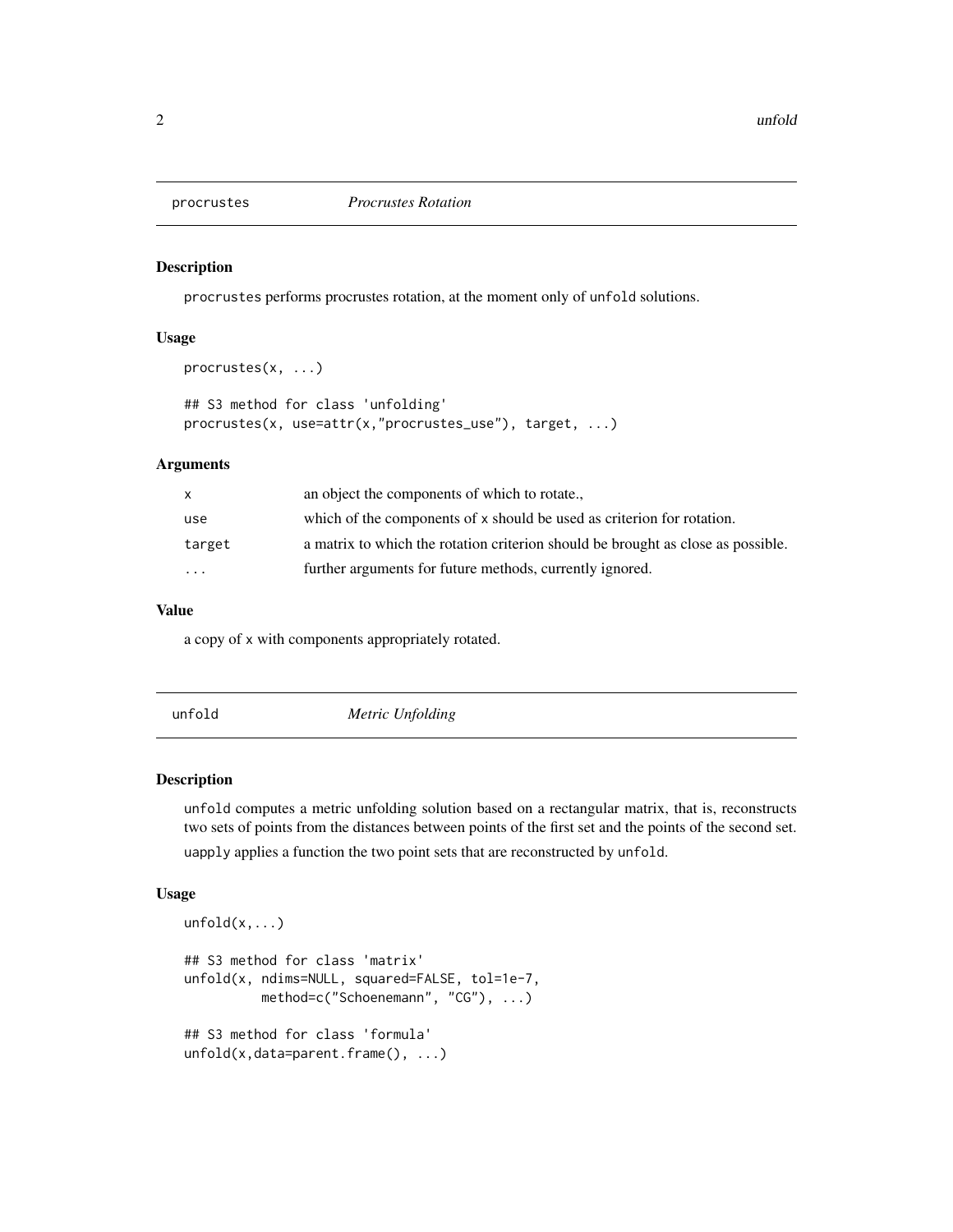## procrustes — *Procrustes Rotation*

### Description

procrustes performs procrustes rotation, at the moment only of unfold solutions.

### Usage

```
procrustes(x, ...)

## S3 method for class 'unfolding'
procrustes(x, use=attr(x,"procrustes_use"), target, ...)
```

### Arguments

| | |
|---|---|
| x | an object the components of which to rotate., |
| use | which of the components of x should be used as criterion for rotation. |
| target | a matrix to which the rotation criterion should be brought as close as possible. |
| ... | further arguments for future methods, currently ignored. |

### Value

a copy of x with components appropriately rotated.

## unfold — *Metric Unfolding*

### Description

unfold computes a metric unfolding solution based on a rectangular matrix, that is, reconstructs two sets of points from the distances between points of the first set and the points of the second set.

uapply applies a function the two point sets that are reconstructed by unfold.

### Usage

```
unfold(x,...)

## S3 method for class 'matrix'
unfold(x, ndims=NULL, squared=FALSE, tol=1e-7,
          method=c("Schoenemann", "CG"), ...)

## S3 method for class 'formula'
unfold(x,data=parent.frame(), ...)
```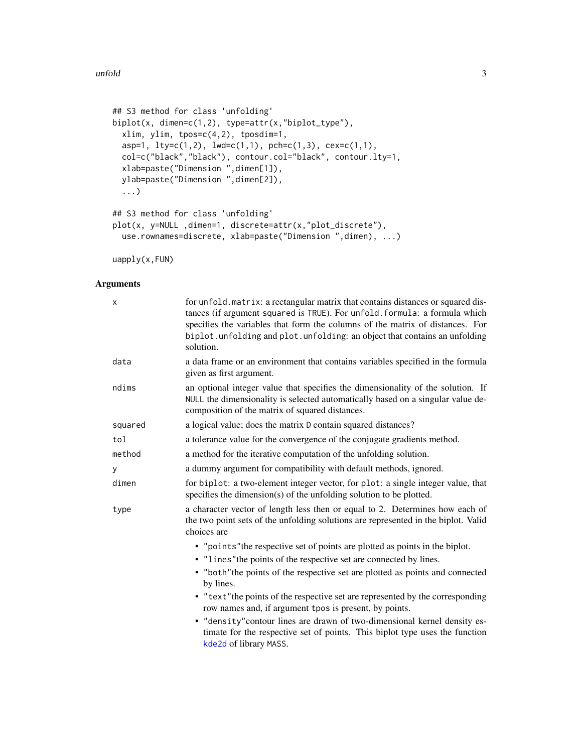```
## S3 method for class 'unfolding'
biplot(x, dimen=c(1,2), type=attr(x,"biplot_type"),
  xlim, ylim, tpos=c(4,2), tposdim=1,
  asp=1, lty=c(1,2), lwd=c(1,1), pch=c(1,3), cex=c(1,1),
  col=c("black","black"), contour.col="black", contour.lty=1,
  xlab=paste("Dimension ",dimen[1]),
  ylab=paste("Dimension ",dimen[2]),
  ...)

## S3 method for class 'unfolding'
plot(x, y=NULL ,dimen=1, discrete=attr(x,"plot_discrete"),
  use.rownames=discrete, xlab=paste("Dimension ",dimen), ...)

uapply(x,FUN)
```

## Arguments

| | |
|---|---|
| x | for `unfold.matrix`: a rectangular matrix that contains distances or squared distances (if argument `squared` is `TRUE`). For `unfold.formula`: a formula which specifies the variables that form the columns of the matrix of distances. For `biplot.unfolding` and `plot.unfolding`: an object that contains an unfolding solution. |
| data | a data frame or an environment that contains variables specified in the formula given as first argument. |
| ndims | an optional integer value that specifies the dimensionality of the solution. If `NULL` the dimensionality is selected automatically based on a singular value decomposition of the matrix of squared distances. |
| squared | a logical value; does the matrix `D` contain squared distances? |
| tol | a tolerance value for the convergence of the conjugate gradients method. |
| method | a method for the iterative computation of the unfolding solution. |
| y | a dummy argument for compatibility with default methods, ignored. |
| dimen | for `biplot`: a two-element integer vector, for `plot`: a single integer value, that specifies the dimension(s) of the unfolding solution to be plotted. |
| type | a character vector of length less then or equal to 2. Determines how each of the two point sets of the unfolding solutions are represented in the biplot. Valid choices are |

- `"points"`the respective set of points are plotted as points in the biplot.
- `"lines"`the points of the respective set are connected by lines.
- `"both"`the points of the respective set are plotted as points and connected by lines.
- `"text"`the points of the respective set are represented by the corresponding row names and, if argument `tpos` is present, by points.
- `"density"`contour lines are drawn of two-dimensional kernel density estimate for the respective set of points. This biplot type uses the function kde2d of library `MASS`.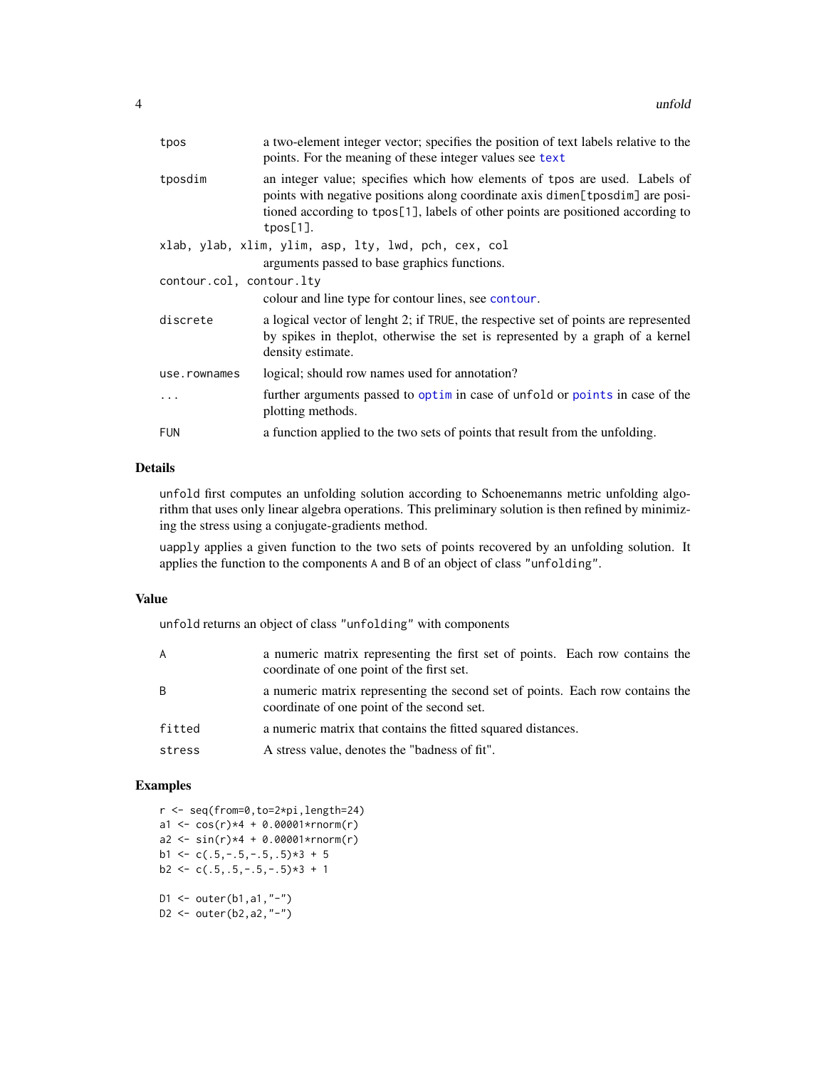| | |
|---|---|
| `tpos` | a two-element integer vector; specifies the position of text labels relative to the points. For the meaning of these integer values see `text` |
| `tposdim` | an integer value; specifies which how elements of `tpos` are used. Labels of points with negative positions along coordinate axis `dimen[tposdim]` are positioned according to `tpos[1]`, labels of other points are positioned according to `tpos[1]`. |
| `xlab, ylab, xlim, ylim, asp, lty, lwd, pch, cex, col` | arguments passed to base graphics functions. |
| `contour.col, contour.lty` | colour and line type for contour lines, see `contour`. |
| `discrete` | a logical vector of lenght 2; if `TRUE`, the respective set of points are represented by spikes in theplot, otherwise the set is represented by a graph of a kernel density estimate. |
| `use.rownames` | logical; should row names used for annotation? |
| `...` | further arguments passed to `optim` in case of `unfold` or `points` in case of the plotting methods. |
| `FUN` | a function applied to the two sets of points that result from the unfolding. |

## Details

`unfold` first computes an unfolding solution according to Schoenemanns metric unfolding algorithm that uses only linear algebra operations. This preliminary solution is then refined by minimizing the stress using a conjugate-gradients method.

`uapply` applies a given function to the two sets of points recovered by an unfolding solution. It applies the function to the components `A` and `B` of an object of class `"unfolding"`.

## Value

`unfold` returns an object of class `"unfolding"` with components

| | |
|---|---|
| `A` | a numeric matrix representing the first set of points. Each row contains the coordinate of one point of the first set. |
| `B` | a numeric matrix representing the second set of points. Each row contains the coordinate of one point of the second set. |
| `fitted` | a numeric matrix that contains the fitted squared distances. |
| `stress` | A stress value, denotes the "badness of fit". |

## Examples

```
r <- seq(from=0,to=2*pi,length=24)
a1 <- cos(r)*4 + 0.00001*rnorm(r)
a2 <- sin(r)*4 + 0.00001*rnorm(r)
b1 <- c(.5,-.5,-.5,.5)*3 + 5
b2 <- c(.5,.5,-.5,-.5)*3 + 1

D1 <- outer(b1,a1,"-")
D2 <- outer(b2,a2,"-")
```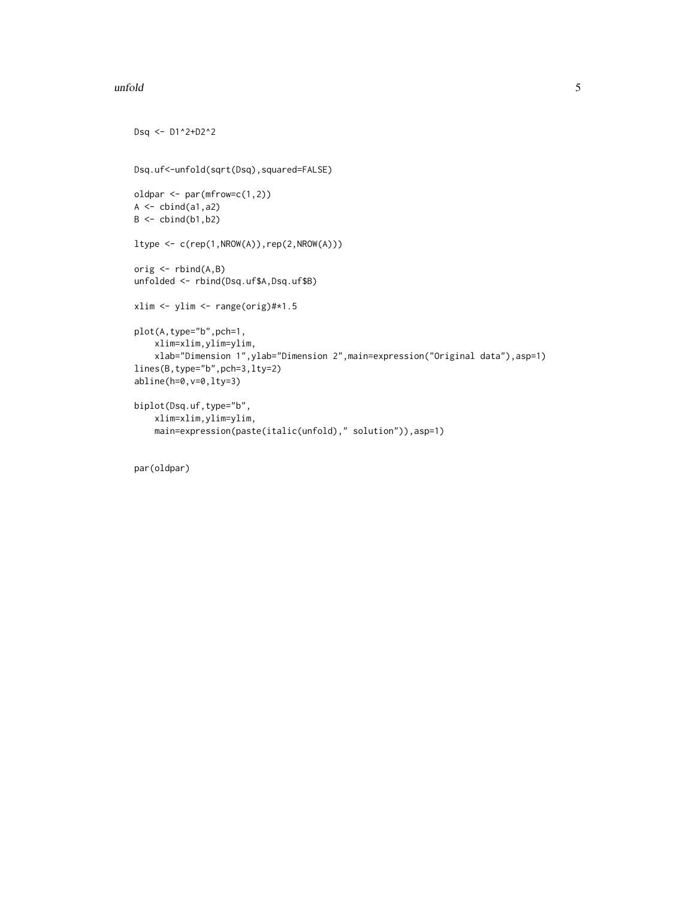```
Dsq <- D1^2+D2^2


Dsq.uf<-unfold(sqrt(Dsq),squared=FALSE)

oldpar <- par(mfrow=c(1,2))
A <- cbind(a1,a2)
B <- cbind(b1,b2)

ltype <- c(rep(1,NROW(A)),rep(2,NROW(A)))

orig <- rbind(A,B)
unfolded <- rbind(Dsq.uf$A,Dsq.uf$B)

xlim <- ylim <- range(orig)#*1.5

plot(A,type="b",pch=1,
    xlim=xlim,ylim=ylim,
    xlab="Dimension 1",ylab="Dimension 2",main=expression("Original data"),asp=1)
lines(B,type="b",pch=3,lty=2)
abline(h=0,v=0,lty=3)

biplot(Dsq.uf,type="b",
    xlim=xlim,ylim=ylim,
    main=expression(paste(italic(unfold)," solution")),asp=1)


par(oldpar)
```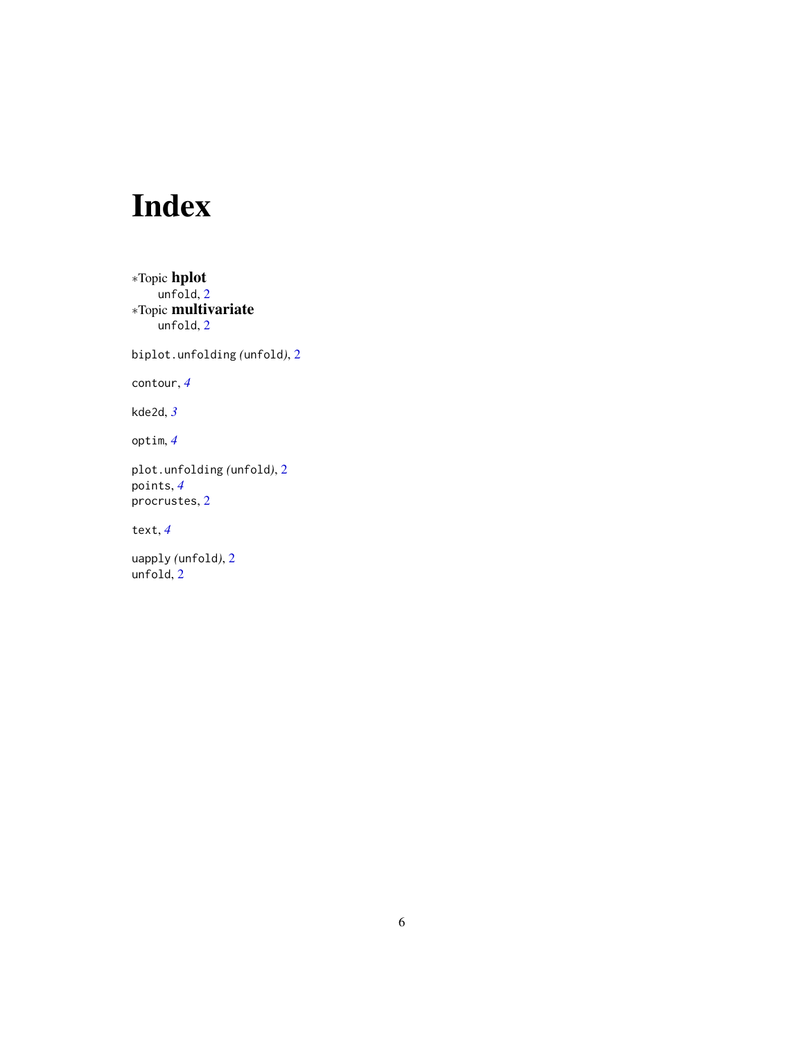# Index

∗Topic **hplot**
  unfold, 2
∗Topic **multivariate**
  unfold, 2

biplot.unfolding *(*unfold*)*, 2

contour, *4*

kde2d, *3*

optim, *4*

plot.unfolding *(*unfold*)*, 2
points, *4*
procrustes, 2

text, *4*

uapply *(*unfold*)*, 2
unfold, 2